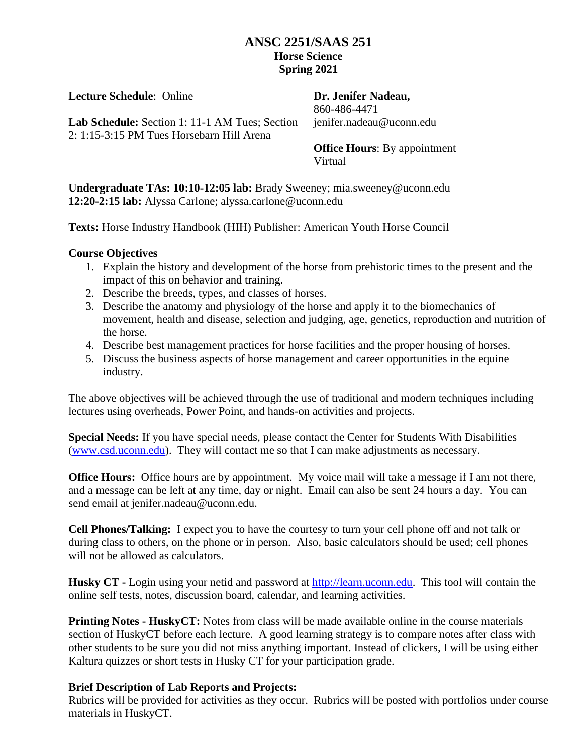# ANSC 2251/SAAS 251

## Horse Science

## Spring 2021

**Lecture Schedule**: Online

**Lab Schedule:** Section 1: 11-1 AM Tues; Section 2: 1:15-3:15 PM Tues Horsebarn Hill Arena

**Dr. Jenifer Nadeau,**
860-486-4471
jenifer.nadeau@uconn.edu

**Office Hours**: By appointment Virtual

**Undergraduate TAs: 10:10-12:05 lab:** Brady Sweeney; mia.sweeney@uconn.edu
**12:20-2:15 lab:** Alyssa Carlone; alyssa.carlone@uconn.edu

**Texts:** Horse Industry Handbook (HIH) Publisher: American Youth Horse Council

**Course Objectives**

1. Explain the history and development of the horse from prehistoric times to the present and the impact of this on behavior and training.
2. Describe the breeds, types, and classes of horses.
3. Describe the anatomy and physiology of the horse and apply it to the biomechanics of movement, health and disease, selection and judging, age, genetics, reproduction and nutrition of the horse.
4. Describe best management practices for horse facilities and the proper housing of horses.
5. Discuss the business aspects of horse management and career opportunities in the equine industry.

The above objectives will be achieved through the use of traditional and modern techniques including lectures using overheads, Power Point, and hands-on activities and projects.

**Special Needs:** If you have special needs, please contact the Center for Students With Disabilities (www.csd.uconn.edu). They will contact me so that I can make adjustments as necessary.

**Office Hours:** Office hours are by appointment. My voice mail will take a message if I am not there, and a message can be left at any time, day or night. Email can also be sent 24 hours a day. You can send email at jenifer.nadeau@uconn.edu.

**Cell Phones/Talking:** I expect you to have the courtesy to turn your cell phone off and not talk or during class to others, on the phone or in person. Also, basic calculators should be used; cell phones will not be allowed as calculators.

**Husky CT -** Login using your netid and password at http://learn.uconn.edu. This tool will contain the online self tests, notes, discussion board, calendar, and learning activities.

**Printing Notes - HuskyCT:** Notes from class will be made available online in the course materials section of HuskyCT before each lecture. A good learning strategy is to compare notes after class with other students to be sure you did not miss anything important. Instead of clickers, I will be using either Kaltura quizzes or short tests in Husky CT for your participation grade.

**Brief Description of Lab Reports and Projects:**
Rubrics will be provided for activities as they occur. Rubrics will be posted with portfolios under course materials in HuskyCT.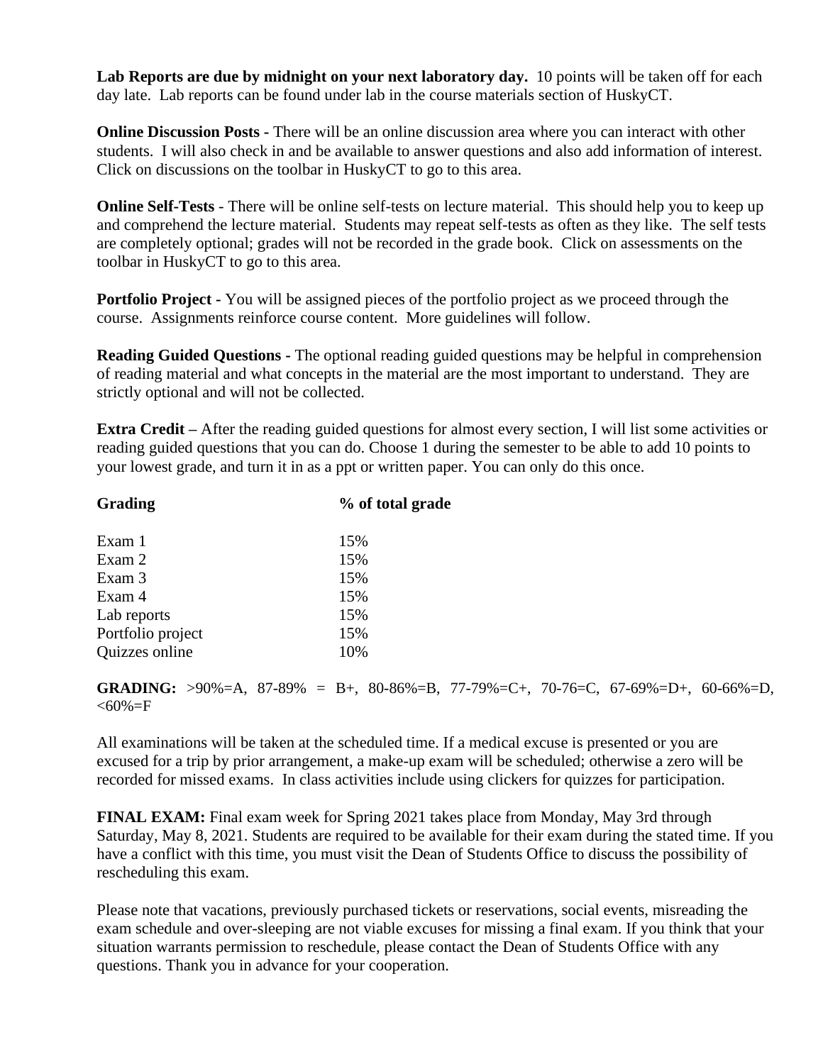**Lab Reports are due by midnight on your next laboratory day.** 10 points will be taken off for each day late. Lab reports can be found under lab in the course materials section of HuskyCT.

**Online Discussion Posts -** There will be an online discussion area where you can interact with other students. I will also check in and be available to answer questions and also add information of interest. Click on discussions on the toolbar in HuskyCT to go to this area.

**Online Self-Tests** - There will be online self-tests on lecture material. This should help you to keep up and comprehend the lecture material. Students may repeat self-tests as often as they like. The self tests are completely optional; grades will not be recorded in the grade book. Click on assessments on the toolbar in HuskyCT to go to this area.

**Portfolio Project -** You will be assigned pieces of the portfolio project as we proceed through the course. Assignments reinforce course content. More guidelines will follow.

**Reading Guided Questions -** The optional reading guided questions may be helpful in comprehension of reading material and what concepts in the material are the most important to understand. They are strictly optional and will not be collected.

**Extra Credit –** After the reading guided questions for almost every section, I will list some activities or reading guided questions that you can do. Choose 1 during the semester to be able to add 10 points to your lowest grade, and turn it in as a ppt or written paper. You can only do this once.

| Grading | % of total grade |
|---|---|
| Exam 1 | 15% |
| Exam 2 | 15% |
| Exam 3 | 15% |
| Exam 4 | 15% |
| Lab reports | 15% |
| Portfolio project | 15% |
| Quizzes online | 10% |

**GRADING:** >90%=A, 87-89% = B+, 80-86%=B, 77-79%=C+, 70-76=C, 67-69%=D+, 60-66%=D, <60%=F

All examinations will be taken at the scheduled time. If a medical excuse is presented or you are excused for a trip by prior arrangement, a make-up exam will be scheduled; otherwise a zero will be recorded for missed exams. In class activities include using clickers for quizzes for participation.

**FINAL EXAM:** Final exam week for Spring 2021 takes place from Monday, May 3rd through Saturday, May 8, 2021. Students are required to be available for their exam during the stated time. If you have a conflict with this time, you must visit the Dean of Students Office to discuss the possibility of rescheduling this exam.

Please note that vacations, previously purchased tickets or reservations, social events, misreading the exam schedule and over-sleeping are not viable excuses for missing a final exam. If you think that your situation warrants permission to reschedule, please contact the Dean of Students Office with any questions. Thank you in advance for your cooperation.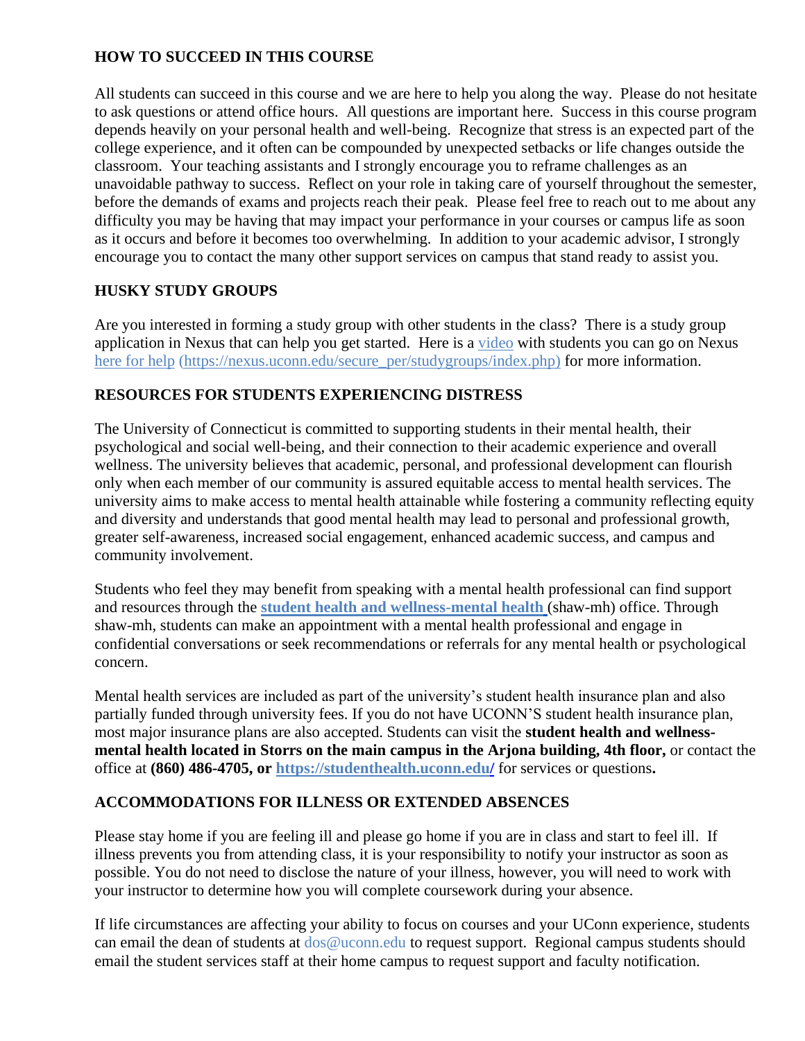## HOW TO SUCCEED IN THIS COURSE

All students can succeed in this course and we are here to help you along the way. Please do not hesitate to ask questions or attend office hours. All questions are important here. Success in this course program depends heavily on your personal health and well-being. Recognize that stress is an expected part of the college experience, and it often can be compounded by unexpected setbacks or life changes outside the classroom. Your teaching assistants and I strongly encourage you to reframe challenges as an unavoidable pathway to success. Reflect on your role in taking care of yourself throughout the semester, before the demands of exams and projects reach their peak. Please feel free to reach out to me about any difficulty you may be having that may impact your performance in your courses or campus life as soon as it occurs and before it becomes too overwhelming. In addition to your academic advisor, I strongly encourage you to contact the many other support services on campus that stand ready to assist you.

## HUSKY STUDY GROUPS

Are you interested in forming a study group with other students in the class? There is a study group application in Nexus that can help you get started. Here is a video with students you can go on Nexus here for help (https://nexus.uconn.edu/secure_per/studygroups/index.php) for more information.

## RESOURCES FOR STUDENTS EXPERIENCING DISTRESS

The University of Connecticut is committed to supporting students in their mental health, their psychological and social well-being, and their connection to their academic experience and overall wellness. The university believes that academic, personal, and professional development can flourish only when each member of our community is assured equitable access to mental health services. The university aims to make access to mental health attainable while fostering a community reflecting equity and diversity and understands that good mental health may lead to personal and professional growth, greater self-awareness, increased social engagement, enhanced academic success, and campus and community involvement.

Students who feel they may benefit from speaking with a mental health professional can find support and resources through the **student health and wellness-mental health** (shaw-mh) office. Through shaw-mh, students can make an appointment with a mental health professional and engage in confidential conversations or seek recommendations or referrals for any mental health or psychological concern.

Mental health services are included as part of the university's student health insurance plan and also partially funded through university fees. If you do not have UCONN'S student health insurance plan, most major insurance plans are also accepted. Students can visit the **student health and wellness-mental health located in Storrs on the main campus in the Arjona building, 4th floor,** or contact the office at **(860) 486-4705, or https://studenthealth.uconn.edu/** for services or questions**.**

## ACCOMMODATIONS FOR ILLNESS OR EXTENDED ABSENCES

Please stay home if you are feeling ill and please go home if you are in class and start to feel ill. If illness prevents you from attending class, it is your responsibility to notify your instructor as soon as possible. You do not need to disclose the nature of your illness, however, you will need to work with your instructor to determine how you will complete coursework during your absence.

If life circumstances are affecting your ability to focus on courses and your UConn experience, students can email the dean of students at dos@uconn.edu to request support. Regional campus students should email the student services staff at their home campus to request support and faculty notification.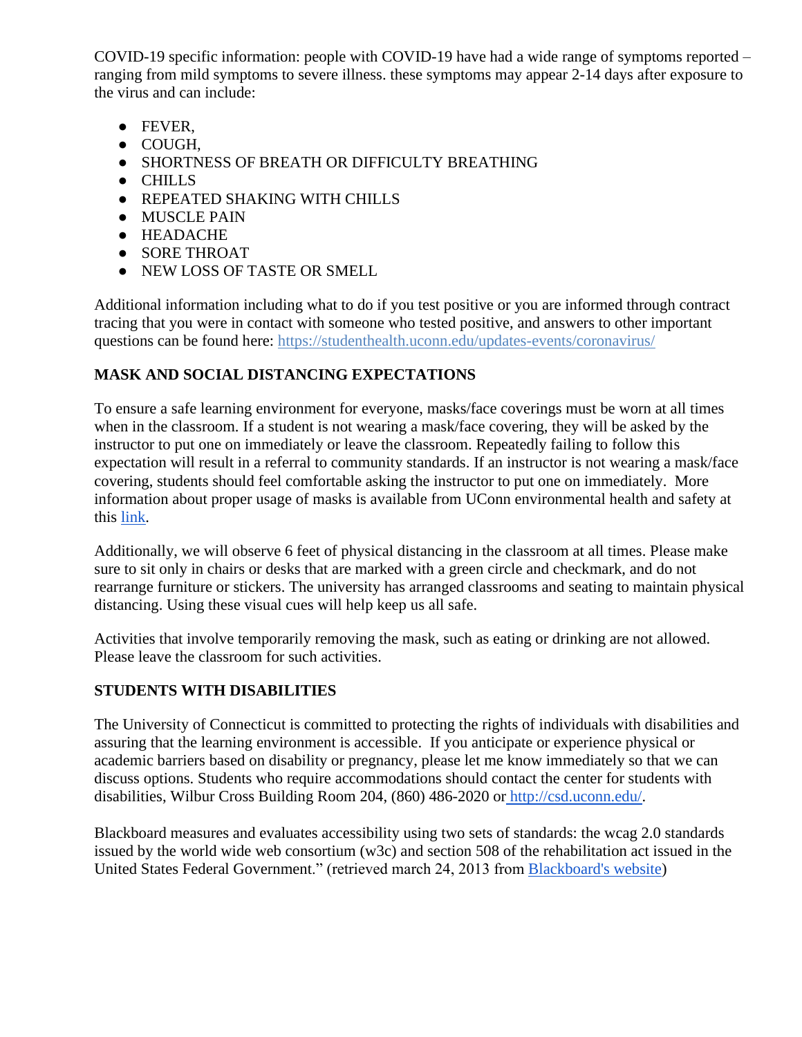COVID-19 specific information: people with COVID-19 have had a wide range of symptoms reported – ranging from mild symptoms to severe illness. these symptoms may appear 2-14 days after exposure to the virus and can include:

- FEVER,
- COUGH,
- SHORTNESS OF BREATH OR DIFFICULTY BREATHING
- CHILLS
- REPEATED SHAKING WITH CHILLS
- MUSCLE PAIN
- HEADACHE
- SORE THROAT
- NEW LOSS OF TASTE OR SMELL

Additional information including what to do if you test positive or you are informed through contract tracing that you were in contact with someone who tested positive, and answers to other important questions can be found here: [https://studenthealth.uconn.edu/updates-events/coronavirus/](https://studenthealth.uconn.edu/updates-events/coronavirus/)

## MASK AND SOCIAL DISTANCING EXPECTATIONS

To ensure a safe learning environment for everyone, masks/face coverings must be worn at all times when in the classroom. If a student is not wearing a mask/face covering, they will be asked by the instructor to put one on immediately or leave the classroom. Repeatedly failing to follow this expectation will result in a referral to community standards. If an instructor is not wearing a mask/face covering, students should feel comfortable asking the instructor to put one on immediately. More information about proper usage of masks is available from UConn environmental health and safety at this link.

Additionally, we will observe 6 feet of physical distancing in the classroom at all times. Please make sure to sit only in chairs or desks that are marked with a green circle and checkmark, and do not rearrange furniture or stickers. The university has arranged classrooms and seating to maintain physical distancing. Using these visual cues will help keep us all safe.

Activities that involve temporarily removing the mask, such as eating or drinking are not allowed. Please leave the classroom for such activities.

## STUDENTS WITH DISABILITIES

The University of Connecticut is committed to protecting the rights of individuals with disabilities and assuring that the learning environment is accessible. If you anticipate or experience physical or academic barriers based on disability or pregnancy, please let me know immediately so that we can discuss options. Students who require accommodations should contact the center for students with disabilities, Wilbur Cross Building Room 204, (860) 486-2020 or [http://csd.uconn.edu/](http://csd.uconn.edu/).

Blackboard measures and evaluates accessibility using two sets of standards: the wcag 2.0 standards issued by the world wide web consortium (w3c) and section 508 of the rehabilitation act issued in the United States Federal Government." (retrieved march 24, 2013 from Blackboard's website)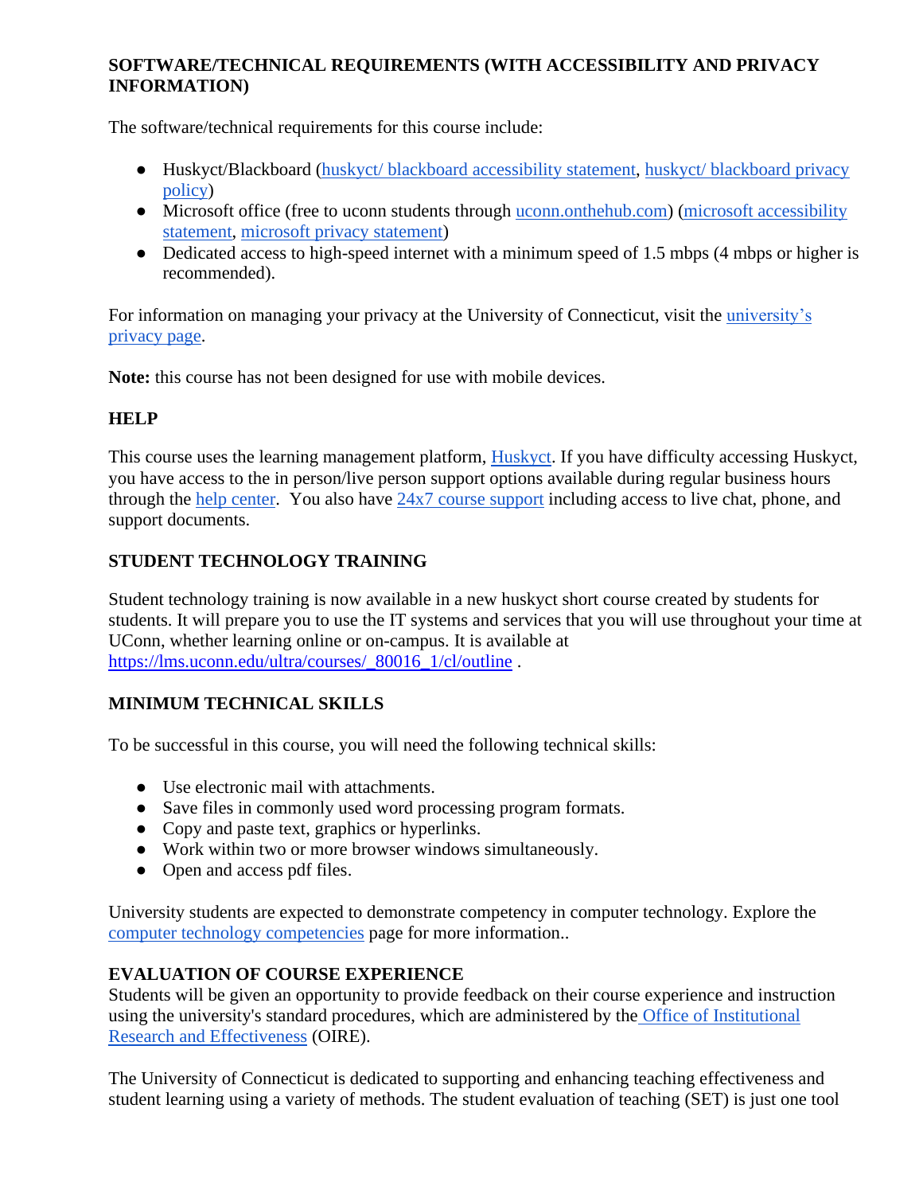**SOFTWARE/TECHNICAL REQUIREMENTS (WITH ACCESSIBILITY AND PRIVACY INFORMATION)**

The software/technical requirements for this course include:

- Huskyct/Blackboard (huskyct/ blackboard accessibility statement, huskyct/ blackboard privacy policy)
- Microsoft office (free to uconn students through uconn.onthehub.com) (microsoft accessibility statement, microsoft privacy statement)
- Dedicated access to high-speed internet with a minimum speed of 1.5 mbps (4 mbps or higher is recommended).

For information on managing your privacy at the University of Connecticut, visit the university's privacy page.

**Note:** this course has not been designed for use with mobile devices.

**HELP**

This course uses the learning management platform, Huskyct. If you have difficulty accessing Huskyct, you have access to the in person/live person support options available during regular business hours through the help center. You also have 24x7 course support including access to live chat, phone, and support documents.

**STUDENT TECHNOLOGY TRAINING**

Student technology training is now available in a new huskyct short course created by students for students. It will prepare you to use the IT systems and services that you will use throughout your time at UConn, whether learning online or on-campus. It is available at https://lms.uconn.edu/ultra/courses/_80016_1/cl/outline .

**MINIMUM TECHNICAL SKILLS**

To be successful in this course, you will need the following technical skills:

- Use electronic mail with attachments.
- Save files in commonly used word processing program formats.
- Copy and paste text, graphics or hyperlinks.
- Work within two or more browser windows simultaneously.
- Open and access pdf files.

University students are expected to demonstrate competency in computer technology. Explore the computer technology competencies page for more information..

**EVALUATION OF COURSE EXPERIENCE**

Students will be given an opportunity to provide feedback on their course experience and instruction using the university's standard procedures, which are administered by the Office of Institutional Research and Effectiveness (OIRE).

The University of Connecticut is dedicated to supporting and enhancing teaching effectiveness and student learning using a variety of methods. The student evaluation of teaching (SET) is just one tool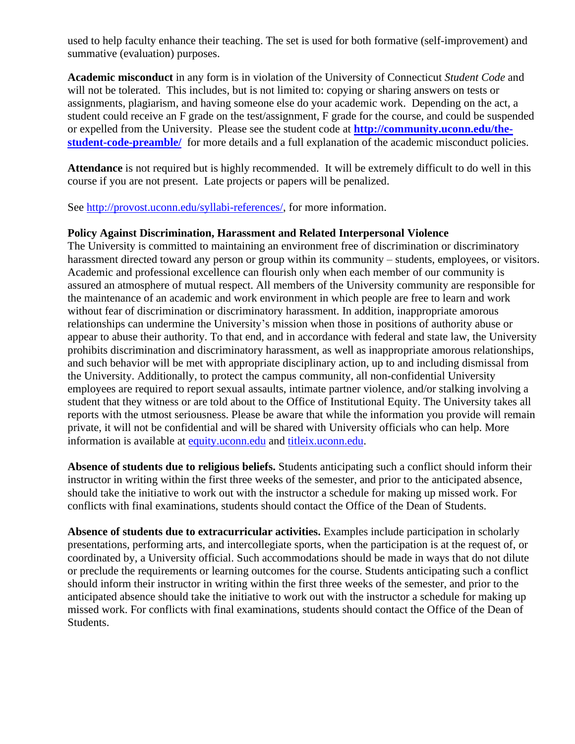used to help faculty enhance their teaching. The set is used for both formative (self-improvement) and summative (evaluation) purposes.

**Academic misconduct** in any form is in violation of the University of Connecticut *Student Code* and will not be tolerated. This includes, but is not limited to: copying or sharing answers on tests or assignments, plagiarism, and having someone else do your academic work. Depending on the act, a student could receive an F grade on the test/assignment, F grade for the course, and could be suspended or expelled from the University. Please see the student code at **[http://community.uconn.edu/the-student-code-preamble/](http://community.uconn.edu/the-student-code-preamble/)** for more details and a full explanation of the academic misconduct policies.

**Attendance** is not required but is highly recommended. It will be extremely difficult to do well in this course if you are not present. Late projects or papers will be penalized.

See [http://provost.uconn.edu/syllabi-references/](http://provost.uconn.edu/syllabi-references/), for more information.

**Policy Against Discrimination, Harassment and Related Interpersonal Violence**
The University is committed to maintaining an environment free of discrimination or discriminatory harassment directed toward any person or group within its community – students, employees, or visitors. Academic and professional excellence can flourish only when each member of our community is assured an atmosphere of mutual respect. All members of the University community are responsible for the maintenance of an academic and work environment in which people are free to learn and work without fear of discrimination or discriminatory harassment. In addition, inappropriate amorous relationships can undermine the University's mission when those in positions of authority abuse or appear to abuse their authority. To that end, and in accordance with federal and state law, the University prohibits discrimination and discriminatory harassment, as well as inappropriate amorous relationships, and such behavior will be met with appropriate disciplinary action, up to and including dismissal from the University. Additionally, to protect the campus community, all non-confidential University employees are required to report sexual assaults, intimate partner violence, and/or stalking involving a student that they witness or are told about to the Office of Institutional Equity. The University takes all reports with the utmost seriousness. Please be aware that while the information you provide will remain private, it will not be confidential and will be shared with University officials who can help. More information is available at [equity.uconn.edu](equity.uconn.edu) and [titleix.uconn.edu](titleix.uconn.edu).

**Absence of students due to religious beliefs.** Students anticipating such a conflict should inform their instructor in writing within the first three weeks of the semester, and prior to the anticipated absence, should take the initiative to work out with the instructor a schedule for making up missed work. For conflicts with final examinations, students should contact the Office of the Dean of Students.

**Absence of students due to extracurricular activities.** Examples include participation in scholarly presentations, performing arts, and intercollegiate sports, when the participation is at the request of, or coordinated by, a University official. Such accommodations should be made in ways that do not dilute or preclude the requirements or learning outcomes for the course. Students anticipating such a conflict should inform their instructor in writing within the first three weeks of the semester, and prior to the anticipated absence should take the initiative to work out with the instructor a schedule for making up missed work. For conflicts with final examinations, students should contact the Office of the Dean of Students.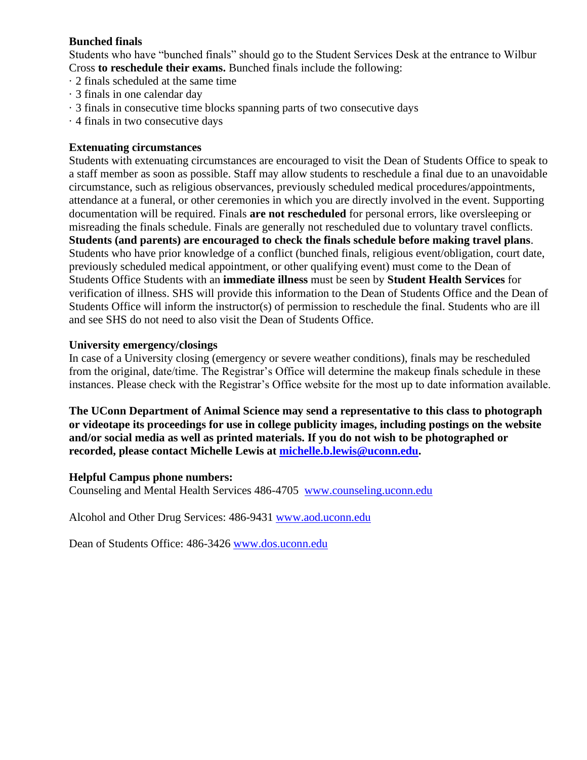**Bunched finals**

Students who have "bunched finals" should go to the Student Services Desk at the entrance to Wilbur Cross **to reschedule their exams.** Bunched finals include the following:

· 2 finals scheduled at the same time
· 3 finals in one calendar day
· 3 finals in consecutive time blocks spanning parts of two consecutive days
· 4 finals in two consecutive days

**Extenuating circumstances**

Students with extenuating circumstances are encouraged to visit the Dean of Students Office to speak to a staff member as soon as possible. Staff may allow students to reschedule a final due to an unavoidable circumstance, such as religious observances, previously scheduled medical procedures/appointments, attendance at a funeral, or other ceremonies in which you are directly involved in the event. Supporting documentation will be required. Finals **are not rescheduled** for personal errors, like oversleeping or misreading the finals schedule. Finals are generally not rescheduled due to voluntary travel conflicts. **Students (and parents) are encouraged to check the finals schedule before making travel plans**. Students who have prior knowledge of a conflict (bunched finals, religious event/obligation, court date, previously scheduled medical appointment, or other qualifying event) must come to the Dean of Students Office Students with an **immediate illness** must be seen by **Student Health Services** for verification of illness. SHS will provide this information to the Dean of Students Office and the Dean of Students Office will inform the instructor(s) of permission to reschedule the final. Students who are ill and see SHS do not need to also visit the Dean of Students Office.

**University emergency/closings**

In case of a University closing (emergency or severe weather conditions), finals may be rescheduled from the original, date/time. The Registrar's Office will determine the makeup finals schedule in these instances. Please check with the Registrar's Office website for the most up to date information available.

**The UConn Department of Animal Science may send a representative to this class to photograph or videotape its proceedings for use in college publicity images, including postings on the website and/or social media as well as printed materials. If you do not wish to be photographed or recorded, please contact Michelle Lewis at [michelle.b.lewis@uconn.edu](mailto:michelle.b.lewis@uconn.edu).**

**Helpful Campus phone numbers:**

Counseling and Mental Health Services 486-4705 [www.counseling.uconn.edu](http://www.counseling.uconn.edu)

Alcohol and Other Drug Services: 486-9431 [www.aod.uconn.edu](http://www.aod.uconn.edu)

Dean of Students Office: 486-3426 [www.dos.uconn.edu](http://www.dos.uconn.edu)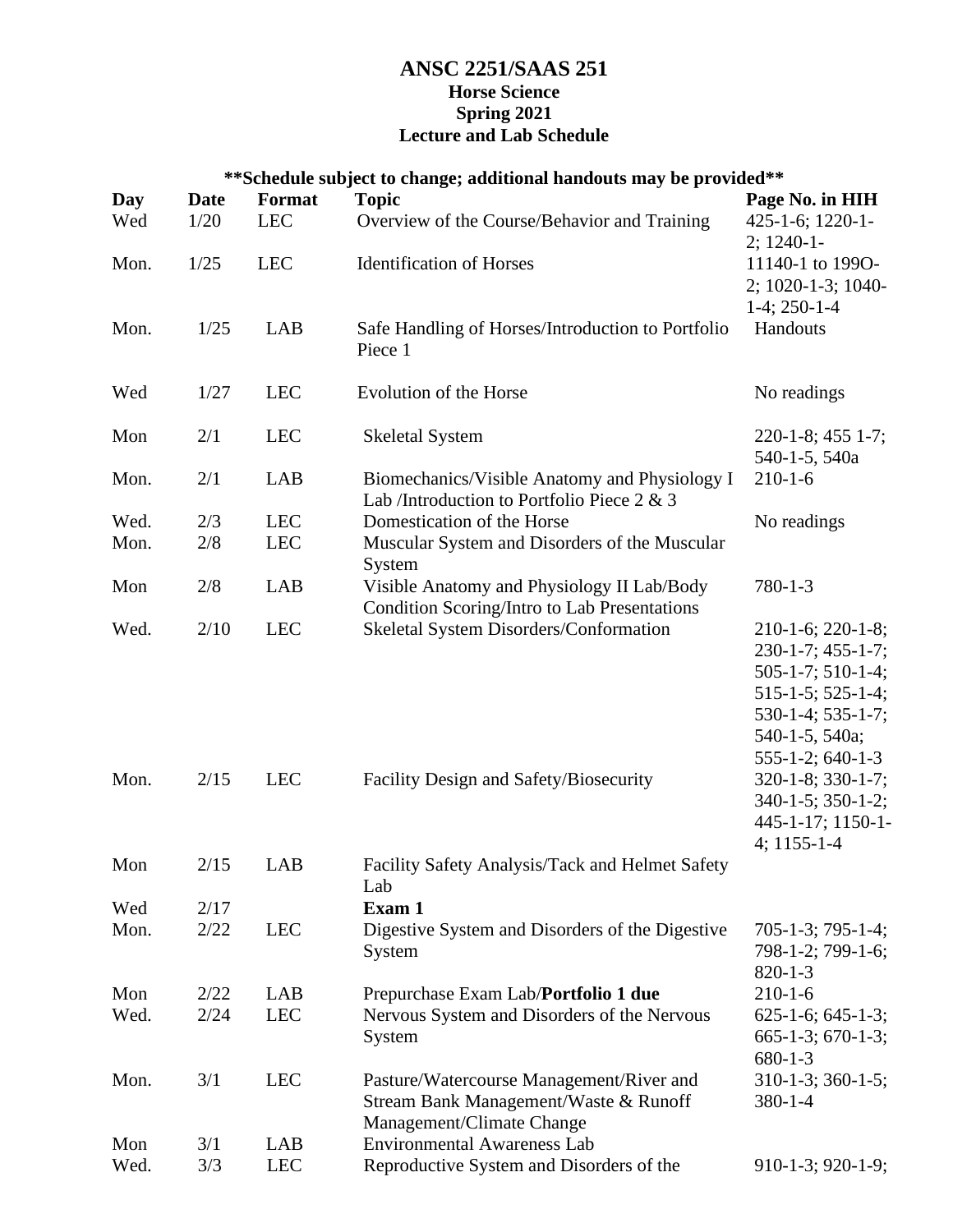# ANSC 2251/SAAS 251
## Horse Science
## Spring 2021
## Lecture and Lab Schedule

**\*\*Schedule subject to change; additional handouts may be provided\*\***

| Day | Date | Format | Topic | Page No. in HIH |
|---|---|---|---|---|
| Wed | 1/20 | LEC | Overview of the Course/Behavior and Training | 425-1-6; 1220-1-2; 1240-1- |
| Mon. | 1/25 | LEC | Identification of Horses | 11140-1 to 199O-2; 1020-1-3; 1040-1-4; 250-1-4 |
| Mon. | 1/25 | LAB | Safe Handling of Horses/Introduction to Portfolio Piece 1 | Handouts |
| Wed | 1/27 | LEC | Evolution of the Horse | No readings |
| Mon | 2/1 | LEC | Skeletal System | 220-1-8; 455 1-7; 540-1-5, 540a |
| Mon. | 2/1 | LAB | Biomechanics/Visible Anatomy and Physiology I Lab /Introduction to Portfolio Piece 2 & 3 | 210-1-6 |
| Wed. | 2/3 | LEC | Domestication of the Horse | No readings |
| Mon. | 2/8 | LEC | Muscular System and Disorders of the Muscular System | |
| Mon | 2/8 | LAB | Visible Anatomy and Physiology II Lab/Body Condition Scoring/Intro to Lab Presentations | 780-1-3 |
| Wed. | 2/10 | LEC | Skeletal System Disorders/Conformation | 210-1-6; 220-1-8; 230-1-7; 455-1-7; 505-1-7; 510-1-4; 515-1-5; 525-1-4; 530-1-4; 535-1-7; 540-1-5, 540a; 555-1-2; 640-1-3 |
| Mon. | 2/15 | LEC | Facility Design and Safety/Biosecurity | 320-1-8; 330-1-7; 340-1-5; 350-1-2; 445-1-17; 1150-1-4; 1155-1-4 |
| Mon | 2/15 | LAB | Facility Safety Analysis/Tack and Helmet Safety Lab | |
| Wed | 2/17 | | **Exam 1** | |
| Mon. | 2/22 | LEC | Digestive System and Disorders of the Digestive System | 705-1-3; 795-1-4; 798-1-2; 799-1-6; 820-1-3 |
| Mon | 2/22 | LAB | Prepurchase Exam Lab/**Portfolio 1 due** | 210-1-6 |
| Wed. | 2/24 | LEC | Nervous System and Disorders of the Nervous System | 625-1-6; 645-1-3; 665-1-3; 670-1-3; 680-1-3 |
| Mon. | 3/1 | LEC | Pasture/Watercourse Management/River and Stream Bank Management/Waste & Runoff Management/Climate Change | 310-1-3; 360-1-5; 380-1-4 |
| Mon | 3/1 | LAB | Environmental Awareness Lab | |
| Wed. | 3/3 | LEC | Reproductive System and Disorders of the | 910-1-3; 920-1-9; |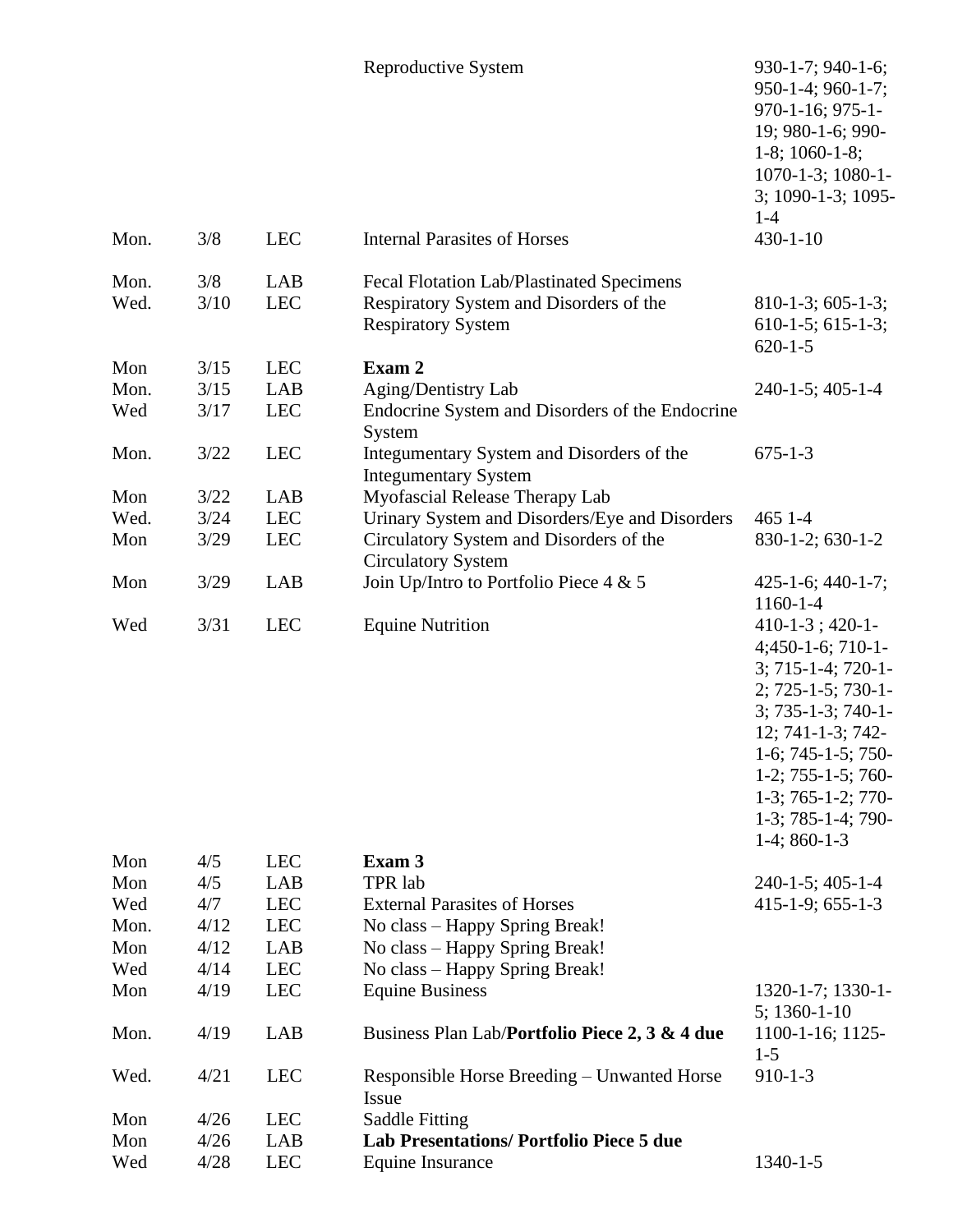| | | | | |
|---|---|---|---|---|
| | | | Reproductive System | 930-1-7; 940-1-6; 950-1-4; 960-1-7; 970-1-16; 975-1-19; 980-1-6; 990-1-8; 1060-1-8; 1070-1-3; 1080-1-3; 1090-1-3; 1095-1-4 |
| Mon. | 3/8 | LEC | Internal Parasites of Horses | 430-1-10 |
| Mon. | 3/8 | LAB | Fecal Flotation Lab/Plastinated Specimens | |
| Wed. | 3/10 | LEC | Respiratory System and Disorders of the Respiratory System | 810-1-3; 605-1-3; 610-1-5; 615-1-3; 620-1-5 |
| Mon | 3/15 | LEC | **Exam 2** | |
| Mon. | 3/15 | LAB | Aging/Dentistry Lab | 240-1-5; 405-1-4 |
| Wed | 3/17 | LEC | Endocrine System and Disorders of the Endocrine System | |
| Mon. | 3/22 | LEC | Integumentary System and Disorders of the Integumentary System | 675-1-3 |
| Mon | 3/22 | LAB | Myofascial Release Therapy Lab | |
| Wed. | 3/24 | LEC | Urinary System and Disorders/Eye and Disorders | 465 1-4 |
| Mon | 3/29 | LEC | Circulatory System and Disorders of the Circulatory System | 830-1-2; 630-1-2 |
| Mon | 3/29 | LAB | Join Up/Intro to Portfolio Piece 4 & 5 | 425-1-6; 440-1-7; 1160-1-4 |
| Wed | 3/31 | LEC | Equine Nutrition | 410-1-3 ; 420-1-4;450-1-6; 710-1-3; 715-1-4; 720-1-2; 725-1-5; 730-1-3; 735-1-3; 740-1-12; 741-1-3; 742-1-6; 745-1-5; 750-1-2; 755-1-5; 760-1-3; 765-1-2; 770-1-3; 785-1-4; 790-1-4; 860-1-3 |
| Mon | 4/5 | LEC | **Exam 3** | |
| Mon | 4/5 | LAB | TPR lab | 240-1-5; 405-1-4 |
| Wed | 4/7 | LEC | External Parasites of Horses | 415-1-9; 655-1-3 |
| Mon. | 4/12 | LEC | No class – Happy Spring Break! | |
| Mon | 4/12 | LAB | No class – Happy Spring Break! | |
| Wed | 4/14 | LEC | No class – Happy Spring Break! | |
| Mon | 4/19 | LEC | Equine Business | 1320-1-7; 1330-1-5; 1360-1-10 |
| Mon. | 4/19 | LAB | Business Plan Lab/**Portfolio Piece 2, 3 & 4 due** | 1100-1-16; 1125-1-5 |
| Wed. | 4/21 | LEC | Responsible Horse Breeding – Unwanted Horse Issue | 910-1-3 |
| Mon | 4/26 | LEC | Saddle Fitting | |
| Mon | 4/26 | LAB | **Lab Presentations/ Portfolio Piece 5 due** | |
| Wed | 4/28 | LEC | Equine Insurance | 1340-1-5 |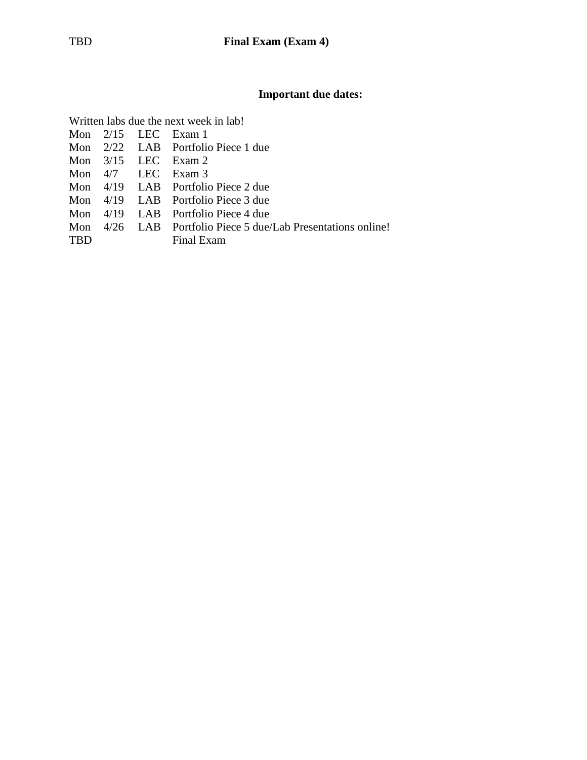| | |
|---|---|
| TBD | **Final Exam (Exam 4)** |

**Important due dates:**

Written labs due the next week in lab!

| | | | |
|---|---|---|---|
| Mon | 2/15 | LEC | Exam 1 |
| Mon | 2/22 | LAB | Portfolio Piece 1 due |
| Mon | 3/15 | LEC | Exam 2 |
| Mon | 4/7 | LEC | Exam 3 |
| Mon | 4/19 | LAB | Portfolio Piece 2 due |
| Mon | 4/19 | LAB | Portfolio Piece 3 due |
| Mon | 4/19 | LAB | Portfolio Piece 4 due |
| Mon | 4/26 | LAB | Portfolio Piece 5 due/Lab Presentations online! |
| TBD | | | Final Exam |